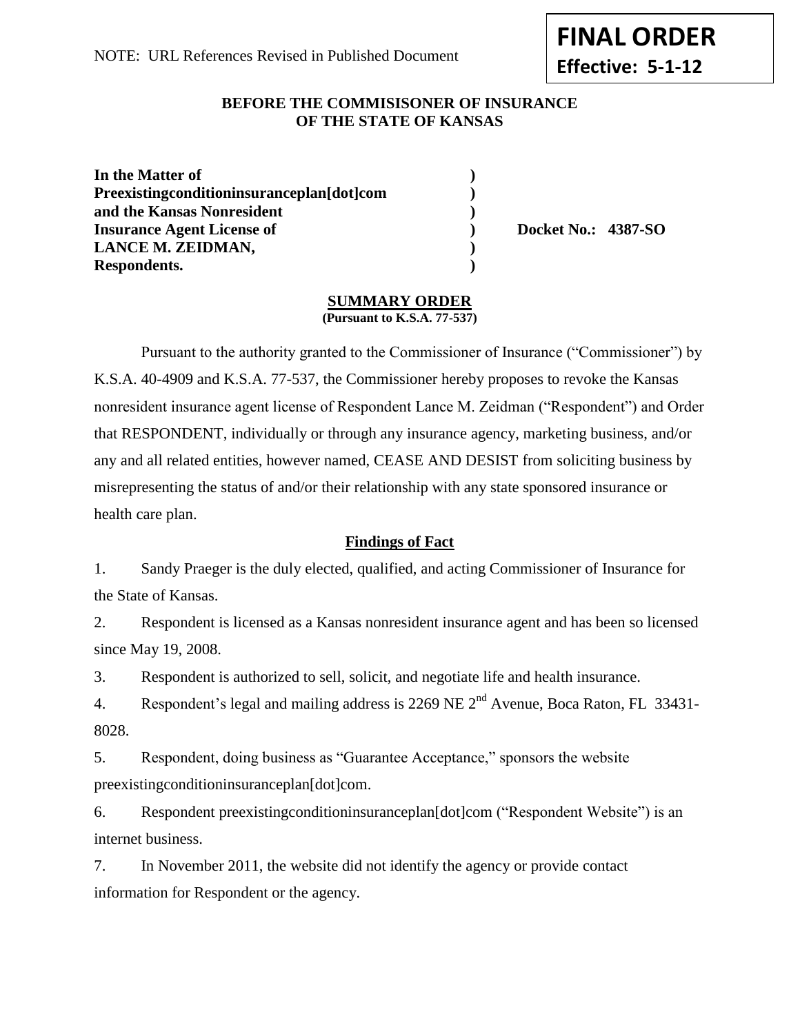NOTE: URL References Revised in Published Document

**FINAL ORDER**
**Effective: 5-1-12**

**BEFORE THE COMMISISONER OF INSURANCE**
**OF THE STATE OF KANSAS**

| | | |
|---|---|---|
| **In the Matter of** | **)** | |
| **Preexistingconditioninsuranceplan[dot]com** | **)** | |
| **and the Kansas Nonresident** | **)** | |
| **Insurance Agent License of** | **)** | **Docket No.: 4387-SO** |
| **LANCE M. ZEIDMAN,** | **)** | |
| **Respondents.** | **)** | |

**SUMMARY ORDER**
**(Pursuant to K.S.A. 77-537)**

Pursuant to the authority granted to the Commissioner of Insurance ("Commissioner") by K.S.A. 40-4909 and K.S.A. 77-537, the Commissioner hereby proposes to revoke the Kansas nonresident insurance agent license of Respondent Lance M. Zeidman ("Respondent") and Order that RESPONDENT, individually or through any insurance agency, marketing business, and/or any and all related entities, however named, CEASE AND DESIST from soliciting business by misrepresenting the status of and/or their relationship with any state sponsored insurance or health care plan.

**Findings of Fact**

1. Sandy Praeger is the duly elected, qualified, and acting Commissioner of Insurance for the State of Kansas.

2. Respondent is licensed as a Kansas nonresident insurance agent and has been so licensed since May 19, 2008.

3. Respondent is authorized to sell, solicit, and negotiate life and health insurance.

4. Respondent's legal and mailing address is 2269 NE 2nd Avenue, Boca Raton, FL 33431-8028.

5. Respondent, doing business as "Guarantee Acceptance," sponsors the website preexistingconditioninsuranceplan[dot]com.

6. Respondent preexistingconditioninsuranceplan[dot]com ("Respondent Website") is an internet business.

7. In November 2011, the website did not identify the agency or provide contact information for Respondent or the agency.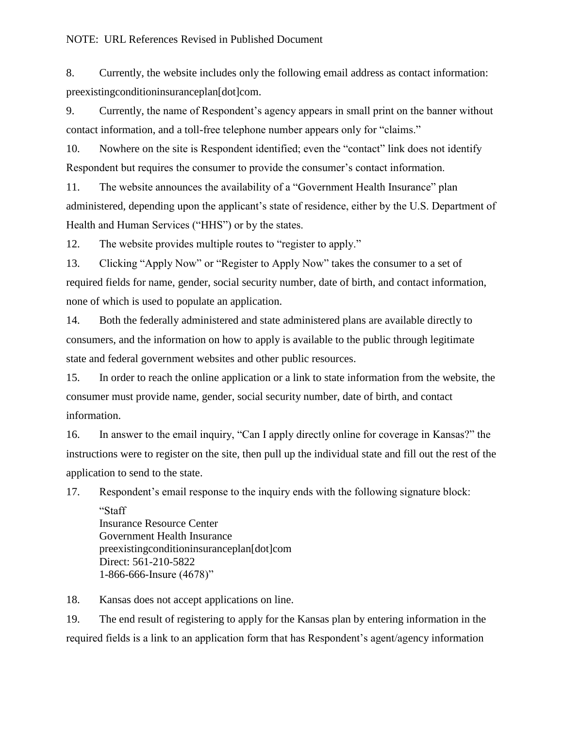NOTE: URL References Revised in Published Document

8. Currently, the website includes only the following email address as contact information: preexistingconditioninsuranceplan[dot]com.

9. Currently, the name of Respondent's agency appears in small print on the banner without contact information, and a toll-free telephone number appears only for "claims."

10. Nowhere on the site is Respondent identified; even the "contact" link does not identify Respondent but requires the consumer to provide the consumer's contact information.

11. The website announces the availability of a "Government Health Insurance" plan administered, depending upon the applicant's state of residence, either by the U.S. Department of Health and Human Services ("HHS") or by the states.

12. The website provides multiple routes to "register to apply."

13. Clicking "Apply Now" or "Register to Apply Now" takes the consumer to a set of required fields for name, gender, social security number, date of birth, and contact information, none of which is used to populate an application.

14. Both the federally administered and state administered plans are available directly to consumers, and the information on how to apply is available to the public through legitimate state and federal government websites and other public resources.

15. In order to reach the online application or a link to state information from the website, the consumer must provide name, gender, social security number, date of birth, and contact information.

16. In answer to the email inquiry, "Can I apply directly online for coverage in Kansas?" the instructions were to register on the site, then pull up the individual state and fill out the rest of the application to send to the state.

17. Respondent's email response to the inquiry ends with the following signature block:

> "Staff
> Insurance Resource Center
> Government Health Insurance
> preexistingconditioninsuranceplan[dot]com
> Direct: 561-210-5822
> 1-866-666-Insure (4678)"

18. Kansas does not accept applications on line.

19. The end result of registering to apply for the Kansas plan by entering information in the required fields is a link to an application form that has Respondent's agent/agency information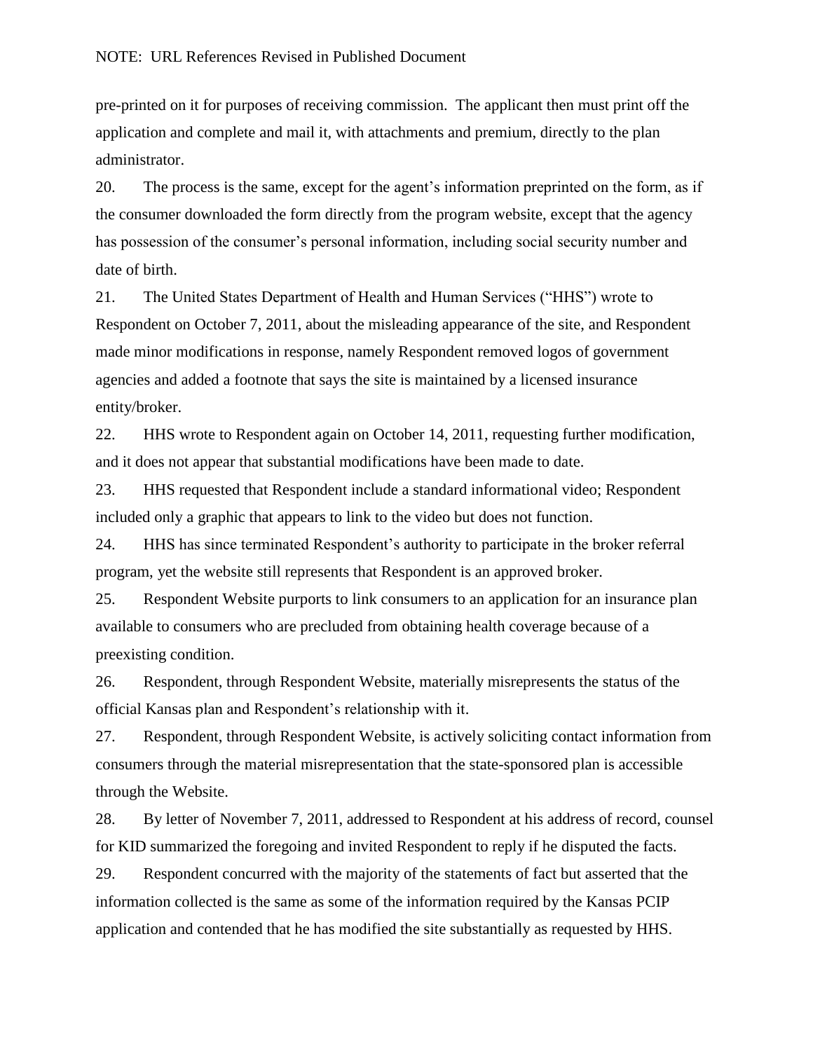NOTE: URL References Revised in Published Document

pre-printed on it for purposes of receiving commission. The applicant then must print off the application and complete and mail it, with attachments and premium, directly to the plan administrator.

20. The process is the same, except for the agent's information preprinted on the form, as if the consumer downloaded the form directly from the program website, except that the agency has possession of the consumer's personal information, including social security number and date of birth.

21. The United States Department of Health and Human Services ("HHS") wrote to Respondent on October 7, 2011, about the misleading appearance of the site, and Respondent made minor modifications in response, namely Respondent removed logos of government agencies and added a footnote that says the site is maintained by a licensed insurance entity/broker.

22. HHS wrote to Respondent again on October 14, 2011, requesting further modification, and it does not appear that substantial modifications have been made to date.

23. HHS requested that Respondent include a standard informational video; Respondent included only a graphic that appears to link to the video but does not function.

24. HHS has since terminated Respondent's authority to participate in the broker referral program, yet the website still represents that Respondent is an approved broker.

25. Respondent Website purports to link consumers to an application for an insurance plan available to consumers who are precluded from obtaining health coverage because of a preexisting condition.

26. Respondent, through Respondent Website, materially misrepresents the status of the official Kansas plan and Respondent's relationship with it.

27. Respondent, through Respondent Website, is actively soliciting contact information from consumers through the material misrepresentation that the state-sponsored plan is accessible through the Website.

28. By letter of November 7, 2011, addressed to Respondent at his address of record, counsel for KID summarized the foregoing and invited Respondent to reply if he disputed the facts.

29. Respondent concurred with the majority of the statements of fact but asserted that the information collected is the same as some of the information required by the Kansas PCIP application and contended that he has modified the site substantially as requested by HHS.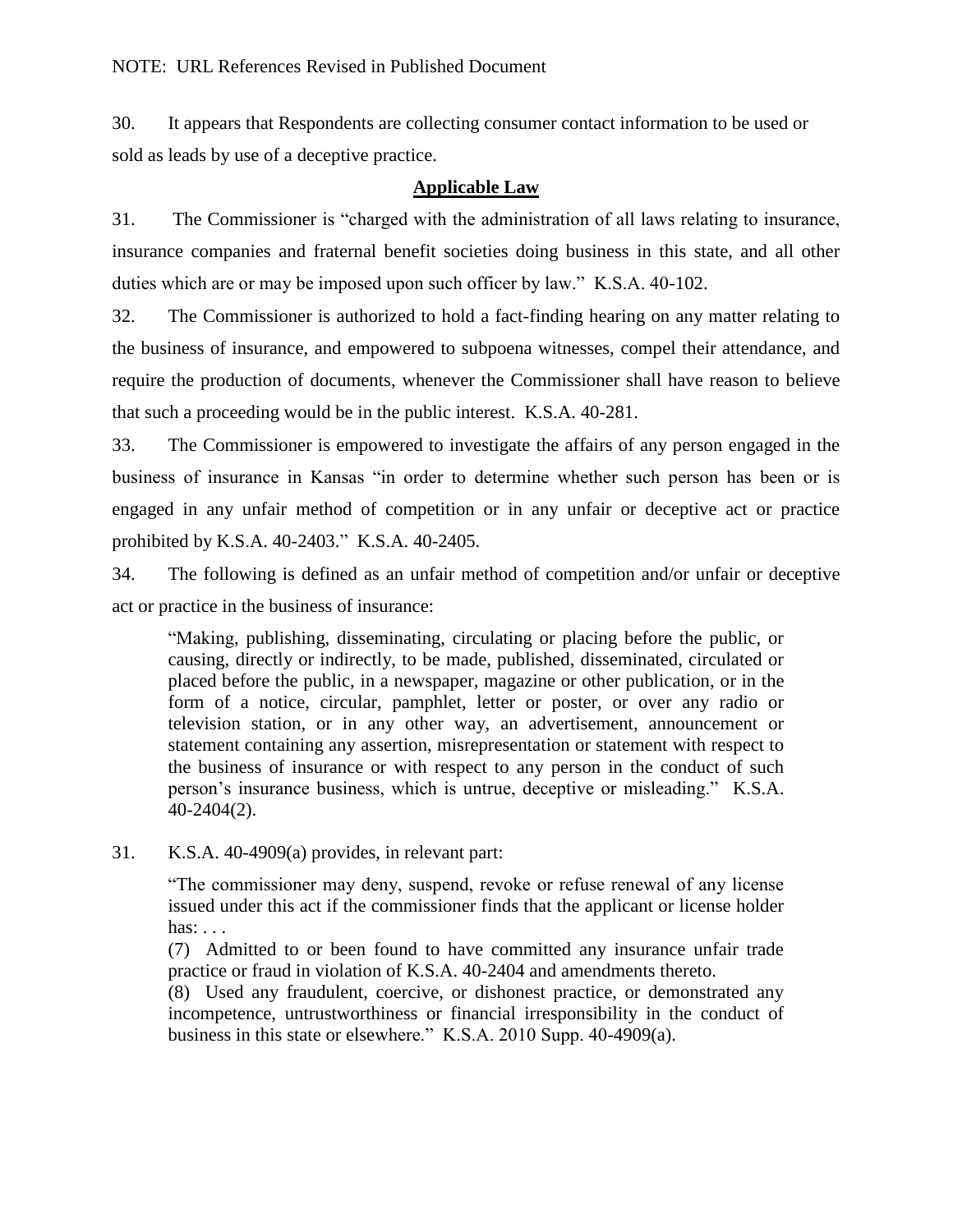NOTE: URL References Revised in Published Document

30. It appears that Respondents are collecting consumer contact information to be used or sold as leads by use of a deceptive practice.

## Applicable Law

31. The Commissioner is "charged with the administration of all laws relating to insurance, insurance companies and fraternal benefit societies doing business in this state, and all other duties which are or may be imposed upon such officer by law." K.S.A. 40-102.

32. The Commissioner is authorized to hold a fact-finding hearing on any matter relating to the business of insurance, and empowered to subpoena witnesses, compel their attendance, and require the production of documents, whenever the Commissioner shall have reason to believe that such a proceeding would be in the public interest. K.S.A. 40-281.

33. The Commissioner is empowered to investigate the affairs of any person engaged in the business of insurance in Kansas "in order to determine whether such person has been or is engaged in any unfair method of competition or in any unfair or deceptive act or practice prohibited by K.S.A. 40-2403." K.S.A. 40-2405.

34. The following is defined as an unfair method of competition and/or unfair or deceptive act or practice in the business of insurance:

> "Making, publishing, disseminating, circulating or placing before the public, or causing, directly or indirectly, to be made, published, disseminated, circulated or placed before the public, in a newspaper, magazine or other publication, or in the form of a notice, circular, pamphlet, letter or poster, or over any radio or television station, or in any other way, an advertisement, announcement or statement containing any assertion, misrepresentation or statement with respect to the business of insurance or with respect to any person in the conduct of such person's insurance business, which is untrue, deceptive or misleading." K.S.A. 40-2404(2).

31. K.S.A. 40-4909(a) provides, in relevant part:

> "The commissioner may deny, suspend, revoke or refuse renewal of any license issued under this act if the commissioner finds that the applicant or license holder has: . . .
>
> (7) Admitted to or been found to have committed any insurance unfair trade practice or fraud in violation of K.S.A. 40-2404 and amendments thereto.
>
> (8) Used any fraudulent, coercive, or dishonest practice, or demonstrated any incompetence, untrustworthiness or financial irresponsibility in the conduct of business in this state or elsewhere." K.S.A. 2010 Supp. 40-4909(a).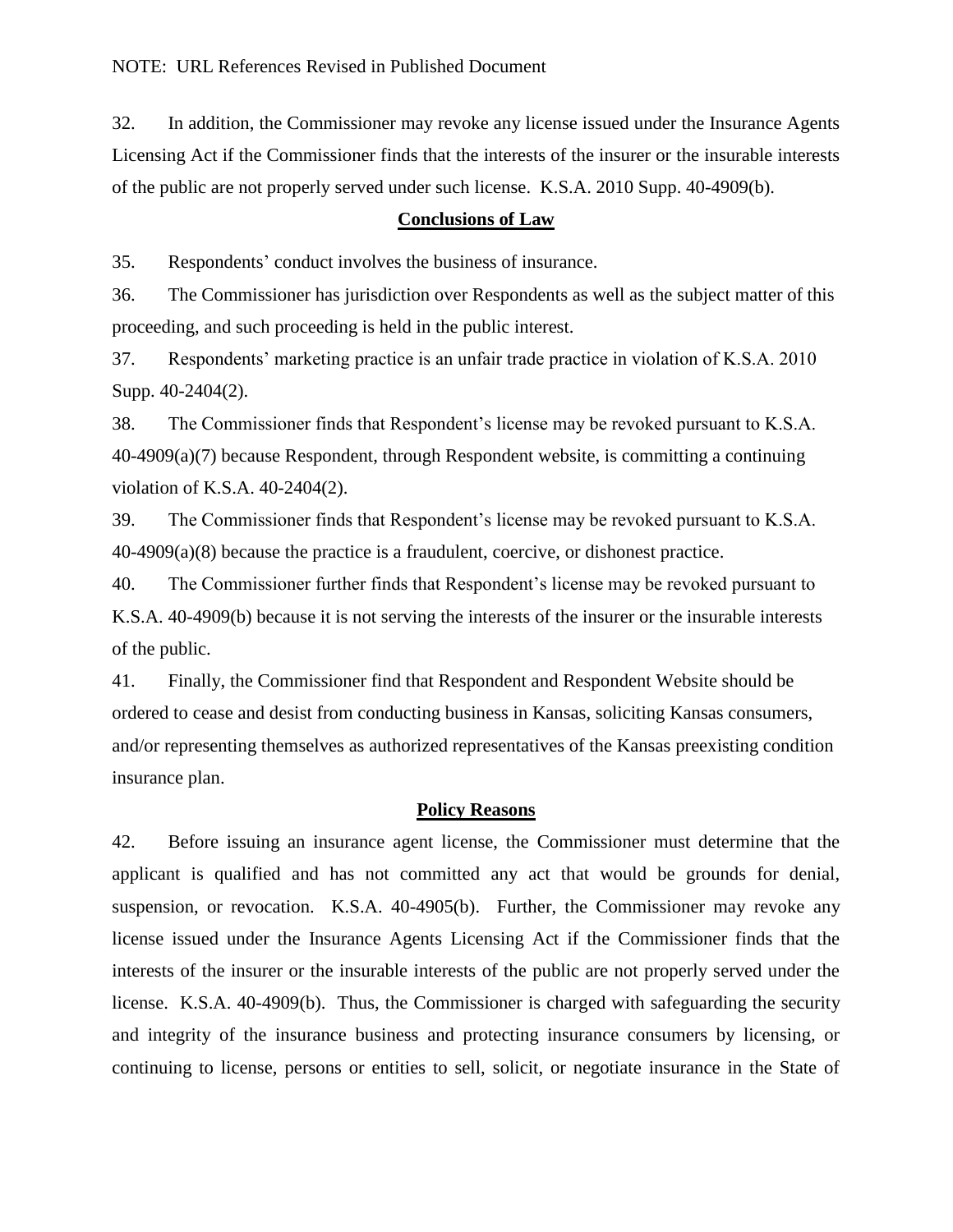NOTE: URL References Revised in Published Document

32. In addition, the Commissioner may revoke any license issued under the Insurance Agents Licensing Act if the Commissioner finds that the interests of the insurer or the insurable interests of the public are not properly served under such license. K.S.A. 2010 Supp. 40-4909(b).

## Conclusions of Law

35. Respondents' conduct involves the business of insurance.

36. The Commissioner has jurisdiction over Respondents as well as the subject matter of this proceeding, and such proceeding is held in the public interest.

37. Respondents' marketing practice is an unfair trade practice in violation of K.S.A. 2010 Supp. 40-2404(2).

38. The Commissioner finds that Respondent's license may be revoked pursuant to K.S.A. 40-4909(a)(7) because Respondent, through Respondent website, is committing a continuing violation of K.S.A. 40-2404(2).

39. The Commissioner finds that Respondent's license may be revoked pursuant to K.S.A. 40-4909(a)(8) because the practice is a fraudulent, coercive, or dishonest practice.

40. The Commissioner further finds that Respondent's license may be revoked pursuant to K.S.A. 40-4909(b) because it is not serving the interests of the insurer or the insurable interests of the public.

41. Finally, the Commissioner find that Respondent and Respondent Website should be ordered to cease and desist from conducting business in Kansas, soliciting Kansas consumers, and/or representing themselves as authorized representatives of the Kansas preexisting condition insurance plan.

## Policy Reasons

42. Before issuing an insurance agent license, the Commissioner must determine that the applicant is qualified and has not committed any act that would be grounds for denial, suspension, or revocation. K.S.A. 40-4905(b). Further, the Commissioner may revoke any license issued under the Insurance Agents Licensing Act if the Commissioner finds that the interests of the insurer or the insurable interests of the public are not properly served under the license. K.S.A. 40-4909(b). Thus, the Commissioner is charged with safeguarding the security and integrity of the insurance business and protecting insurance consumers by licensing, or continuing to license, persons or entities to sell, solicit, or negotiate insurance in the State of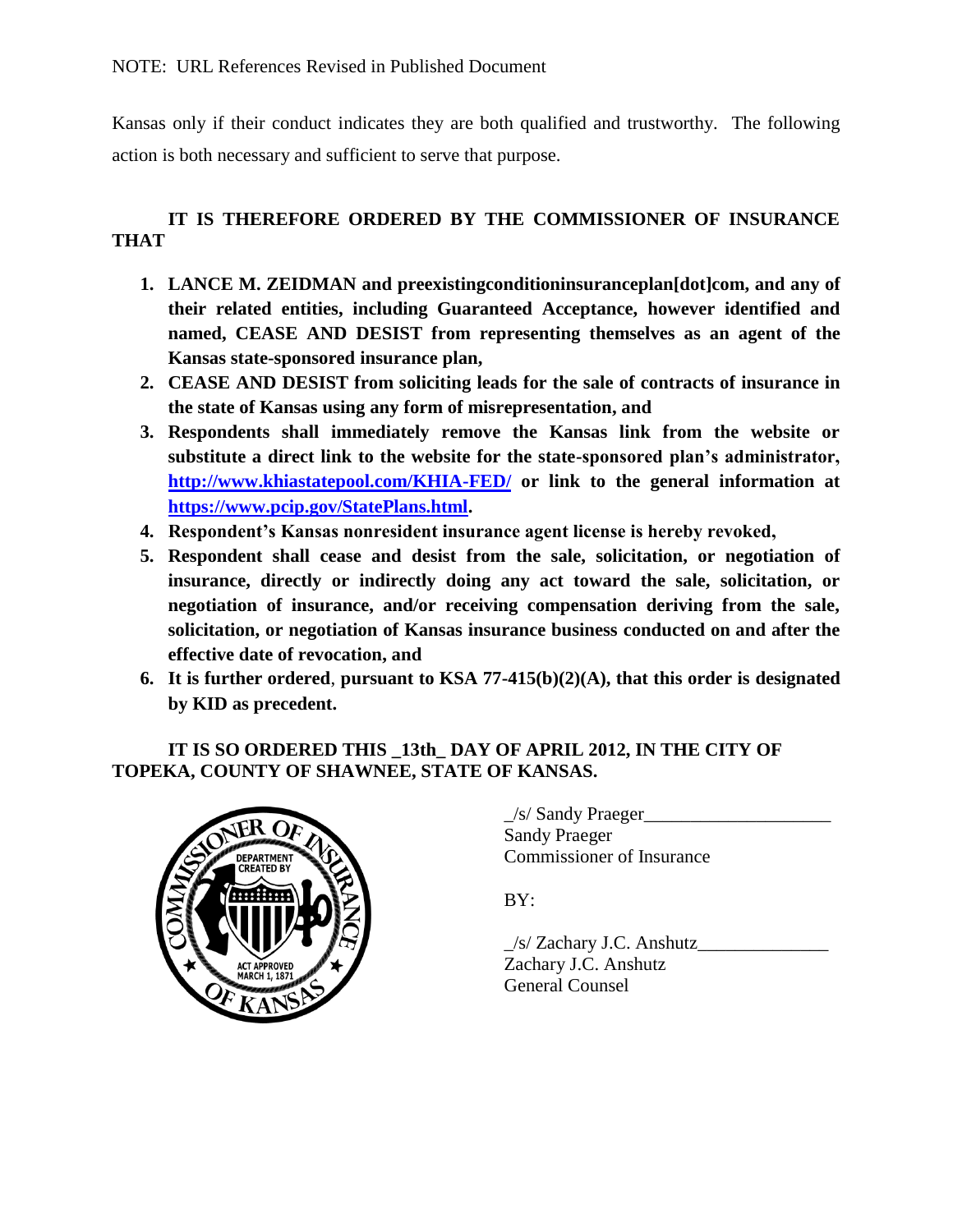NOTE: URL References Revised in Published Document

Kansas only if their conduct indicates they are both qualified and trustworthy. The following action is both necessary and sufficient to serve that purpose.

**IT IS THEREFORE ORDERED BY THE COMMISSIONER OF INSURANCE THAT**

1. **LANCE M. ZEIDMAN and preexistingconditioninsuranceplan[dot]com, and any of their related entities, including Guaranteed Acceptance, however identified and named, CEASE AND DESIST from representing themselves as an agent of the Kansas state-sponsored insurance plan,**
2. **CEASE AND DESIST from soliciting leads for the sale of contracts of insurance in the state of Kansas using any form of misrepresentation, and**
3. **Respondents shall immediately remove the Kansas link from the website or substitute a direct link to the website for the state-sponsored plan's administrator, [http://www.khiastatepool.com/KHIA-FED/](http://www.khiastatepool.com/KHIA-FED/) or link to the general information at [https://www.pcip.gov/StatePlans.html](https://www.pcip.gov/StatePlans.html).**
4. **Respondent's Kansas nonresident insurance agent license is hereby revoked,**
5. **Respondent shall cease and desist from the sale, solicitation, or negotiation of insurance, directly or indirectly doing any act toward the sale, solicitation, or negotiation of insurance, and/or receiving compensation deriving from the sale, solicitation, or negotiation of Kansas insurance business conducted on and after the effective date of revocation, and**
6. **It is further ordered, pursuant to KSA 77-415(b)(2)(A), that this order is designated by KID as precedent.**

**IT IS SO ORDERED THIS _13th_ DAY OF APRIL 2012, IN THE CITY OF TOPEKA, COUNTY OF SHAWNEE, STATE OF KANSAS.**

_/s/ Sandy Praeger____________________
Sandy Praeger
Commissioner of Insurance

BY:

_/s/ Zachary J.C. Anshutz______________
Zachary J.C. Anshutz
General Counsel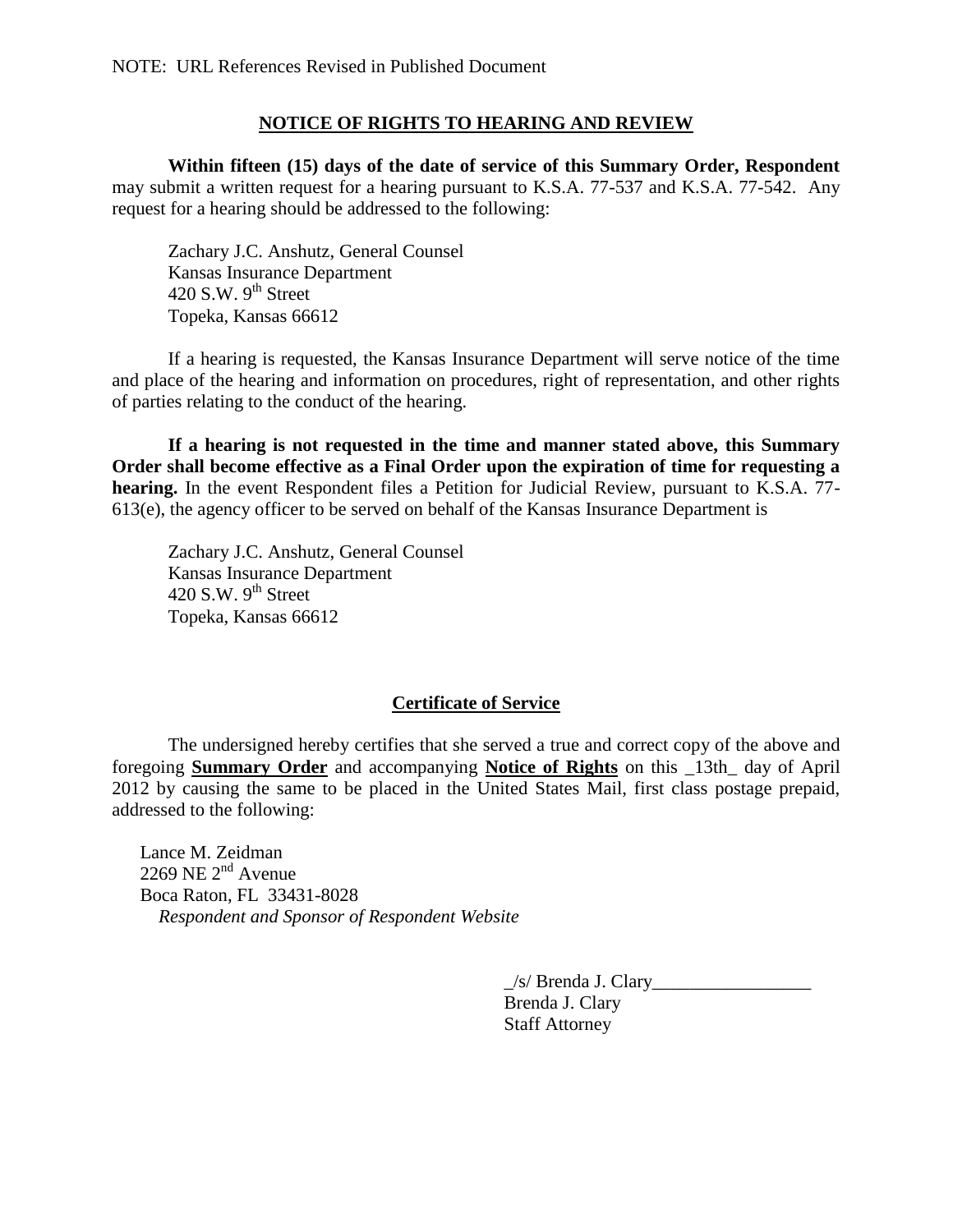NOTE: URL References Revised in Published Document

## NOTICE OF RIGHTS TO HEARING AND REVIEW

**Within fifteen (15) days of the date of service of this Summary Order, Respondent** may submit a written request for a hearing pursuant to K.S.A. 77-537 and K.S.A. 77-542. Any request for a hearing should be addressed to the following:

Zachary J.C. Anshutz, General Counsel  
Kansas Insurance Department  
420 S.W. 9th Street  
Topeka, Kansas 66612

If a hearing is requested, the Kansas Insurance Department will serve notice of the time and place of the hearing and information on procedures, right of representation, and other rights of parties relating to the conduct of the hearing.

**If a hearing is not requested in the time and manner stated above, this Summary Order shall become effective as a Final Order upon the expiration of time for requesting a hearing.** In the event Respondent files a Petition for Judicial Review, pursuant to K.S.A. 77-613(e), the agency officer to be served on behalf of the Kansas Insurance Department is

Zachary J.C. Anshutz, General Counsel  
Kansas Insurance Department  
420 S.W. 9th Street  
Topeka, Kansas 66612

## Certificate of Service

The undersigned hereby certifies that she served a true and correct copy of the above and foregoing **Summary Order** and accompanying **Notice of Rights** on this _13th_ day of April 2012 by causing the same to be placed in the United States Mail, first class postage prepaid, addressed to the following:

Lance M. Zeidman  
2269 NE 2nd Avenue  
Boca Raton, FL 33431-8028  
*Respondent and Sponsor of Respondent Website*

_/s/ Brenda J. Clary_________________  
Brenda J. Clary  
Staff Attorney